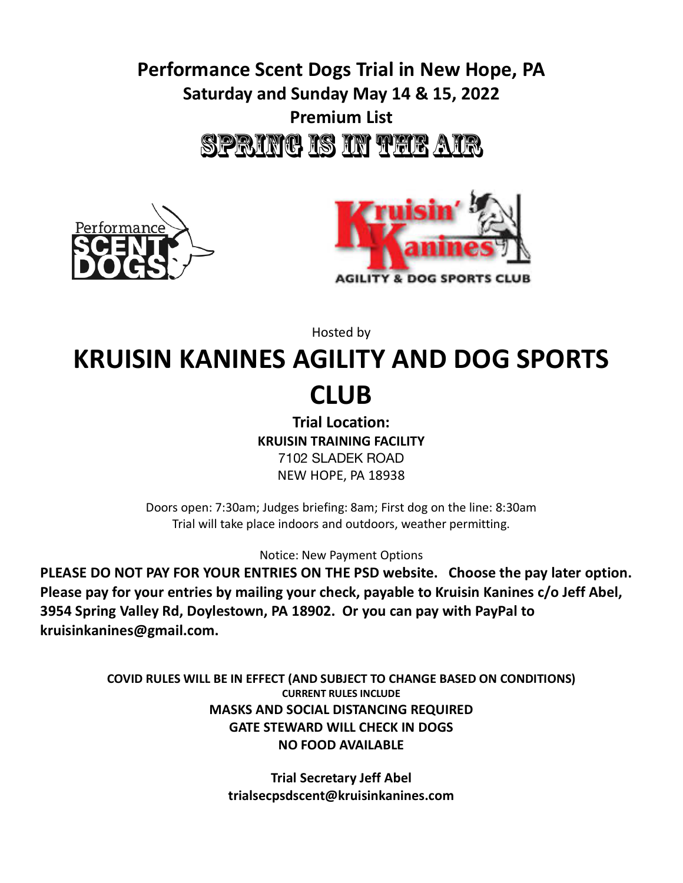# Performance Scent Dogs Trial in New Hope, PA

## Saturday and Sunday May 14 & 15, 2022

## Premium List

## SPRING IS IN THE AIR

Hosted by

# KRUISIN KANINES AGILITY AND DOG SPORTS CLUB

**Trial Location:**
**KRUISIN TRAINING FACILITY**
7102 SLADEK ROAD
NEW HOPE, PA 18938

Doors open: 7:30am; Judges briefing: 8am; First dog on the line: 8:30am
Trial will take place indoors and outdoors, weather permitting.

Notice: New Payment Options

**PLEASE DO NOT PAY FOR YOUR ENTRIES ON THE PSD website. Choose the pay later option. Please pay for your entries by mailing your check, payable to Kruisin Kanines c/o Jeff Abel, 3954 Spring Valley Rd, Doylestown, PA 18902. Or you can pay with PayPal to kruisinkanines@gmail.com.**

**COVID RULES WILL BE IN EFFECT (AND SUBJECT TO CHANGE BASED ON CONDITIONS)**
**CURRENT RULES INCLUDE**
**MASKS AND SOCIAL DISTANCING REQUIRED**
**GATE STEWARD WILL CHECK IN DOGS**
**NO FOOD AVAILABLE**

**Trial Secretary Jeff Abel**
**trialsecpsdscent@kruisinkanines.com**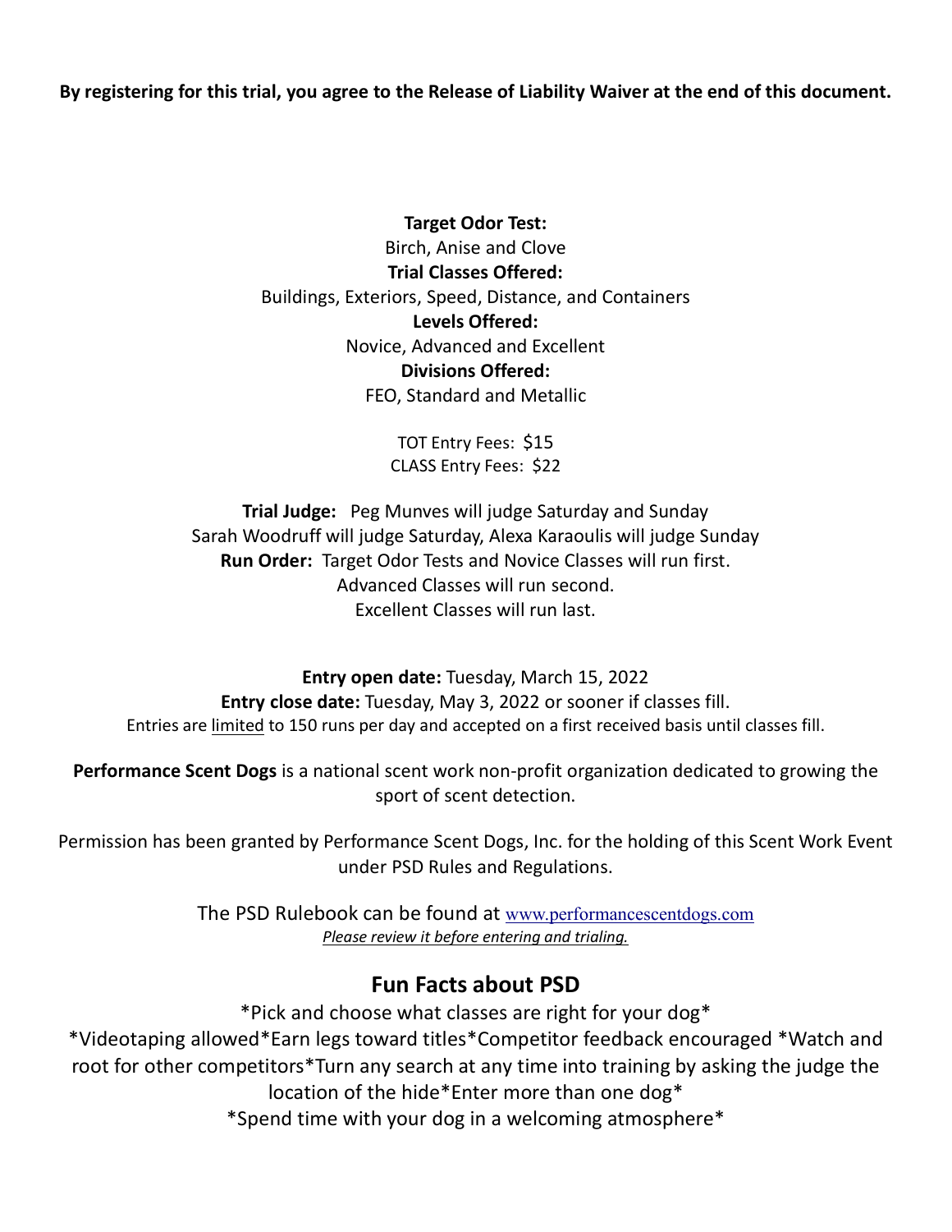**By registering for this trial, you agree to the Release of Liability Waiver at the end of this document.**

**Target Odor Test:**
Birch, Anise and Clove

**Trial Classes Offered:**
Buildings, Exteriors, Speed, Distance, and Containers

**Levels Offered:**
Novice, Advanced and Excellent

**Divisions Offered:**
FEO, Standard and Metallic

TOT Entry Fees: $15
CLASS Entry Fees: $22

**Trial Judge:** Peg Munves will judge Saturday and Sunday
Sarah Woodruff will judge Saturday, Alexa Karaoulis will judge Sunday

**Run Order:** Target Odor Tests and Novice Classes will run first.
Advanced Classes will run second.
Excellent Classes will run last.

**Entry open date:** Tuesday, March 15, 2022
**Entry close date:** Tuesday, May 3, 2022 or sooner if classes fill.
Entries are limited to 150 runs per day and accepted on a first received basis until classes fill.

**Performance Scent Dogs** is a national scent work non-profit organization dedicated to growing the sport of scent detection.

Permission has been granted by Performance Scent Dogs, Inc. for the holding of this Scent Work Event under PSD Rules and Regulations.

The PSD Rulebook can be found at www.performancescentdogs.com
*Please review it before entering and trialing.*

## Fun Facts about PSD

*Pick and choose what classes are right for your dog*
*Videotaping allowed*Earn legs toward titles*Competitor feedback encouraged *Watch and root for other competitors*Turn any search at any time into training by asking the judge the location of the hide*Enter more than one dog*
*Spend time with your dog in a welcoming atmosphere*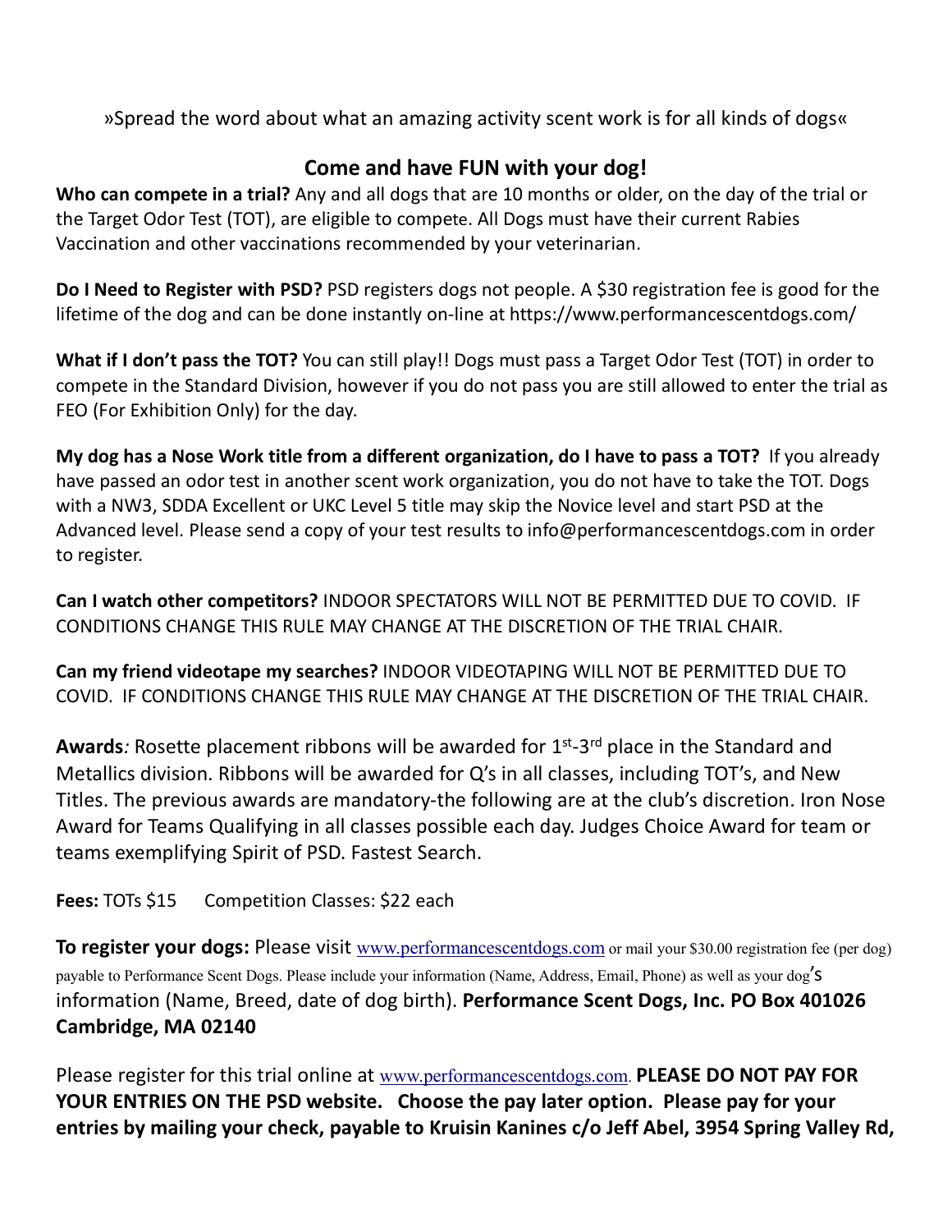»Spread the word about what an amazing activity scent work is for all kinds of dogs«

## Come and have FUN with your dog!

**Who can compete in a trial?** Any and all dogs that are 10 months or older, on the day of the trial or the Target Odor Test (TOT), are eligible to compete. All Dogs must have their current Rabies Vaccination and other vaccinations recommended by your veterinarian.

**Do I Need to Register with PSD?** PSD registers dogs not people. A $30 registration fee is good for the lifetime of the dog and can be done instantly on-line at https://www.performancescentdogs.com/

**What if I don't pass the TOT?** You can still play!! Dogs must pass a Target Odor Test (TOT) in order to compete in the Standard Division, however if you do not pass you are still allowed to enter the trial as FEO (For Exhibition Only) for the day.

**My dog has a Nose Work title from a different organization, do I have to pass a TOT?** If you already have passed an odor test in another scent work organization, you do not have to take the TOT. Dogs with a NW3, SDDA Excellent or UKC Level 5 title may skip the Novice level and start PSD at the Advanced level. Please send a copy of your test results to info@performancescentdogs.com in order to register.

**Can I watch other competitors?** INDOOR SPECTATORS WILL NOT BE PERMITTED DUE TO COVID. IF CONDITIONS CHANGE THIS RULE MAY CHANGE AT THE DISCRETION OF THE TRIAL CHAIR.

**Can my friend videotape my searches?** INDOOR VIDEOTAPING WILL NOT BE PERMITTED DUE TO COVID. IF CONDITIONS CHANGE THIS RULE MAY CHANGE AT THE DISCRETION OF THE TRIAL CHAIR.

**Awards***:* Rosette placement ribbons will be awarded for 1st-3rd place in the Standard and Metallics division. Ribbons will be awarded for Q's in all classes, including TOT's, and New Titles. The previous awards are mandatory-the following are at the club's discretion. Iron Nose Award for Teams Qualifying in all classes possible each day. Judges Choice Award for team or teams exemplifying Spirit of PSD. Fastest Search.

**Fees:** TOTs $15 Competition Classes: $22 each

**To register your dogs:** Please visit www.performancescentdogs.com or mail your $30.00 registration fee (per dog) payable to Performance Scent Dogs. Please include your information (Name, Address, Email, Phone) as well as your dog's information (Name, Breed, date of dog birth). **Performance Scent Dogs, Inc. PO Box 401026 Cambridge, MA 02140**

Please register for this trial online at www.performancescentdogs.com. **PLEASE DO NOT PAY FOR YOUR ENTRIES ON THE PSD website. Choose the pay later option. Please pay for your entries by mailing your check, payable to Kruisin Kanines c/o Jeff Abel, 3954 Spring Valley Rd,**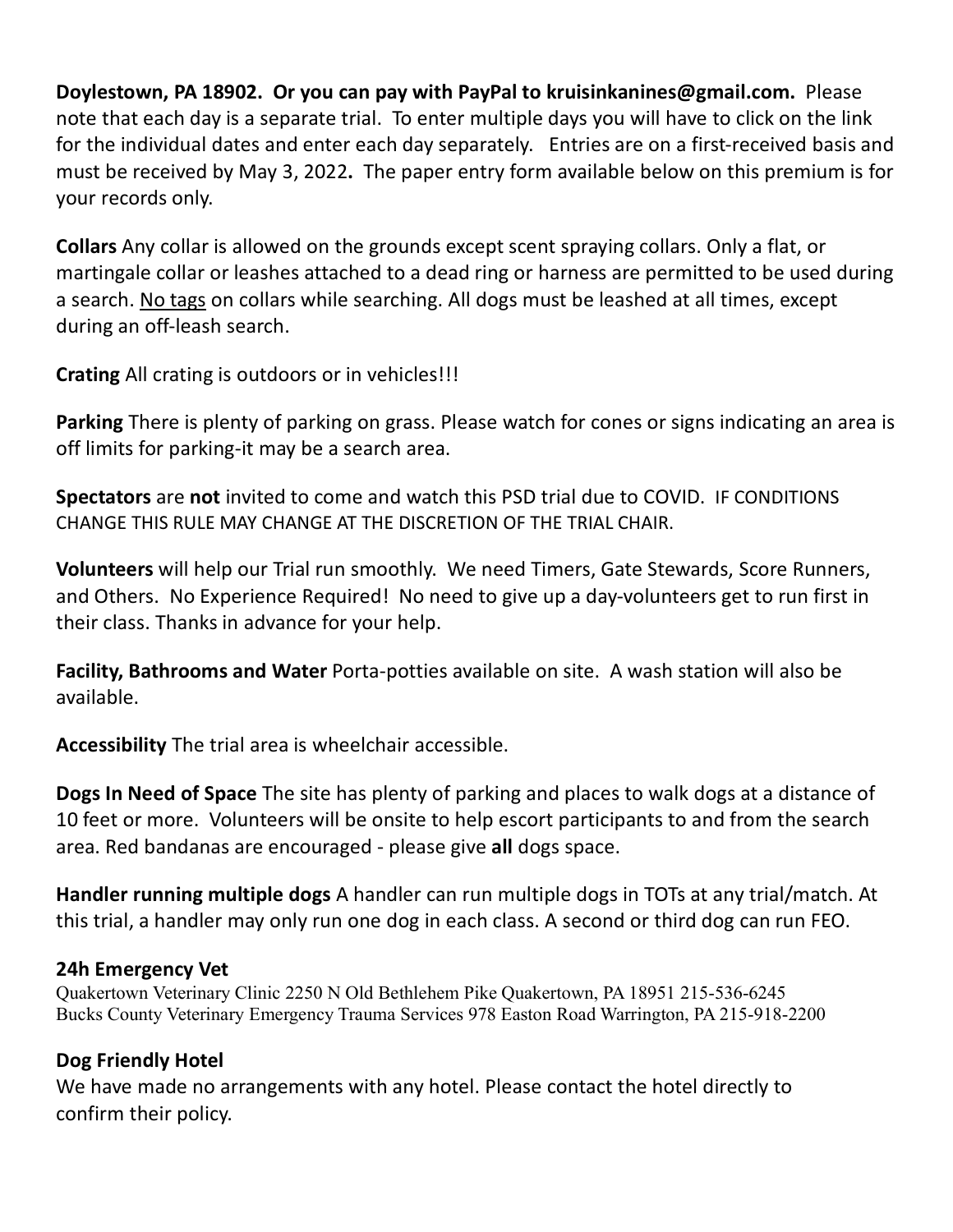**Doylestown, PA 18902. Or you can pay with PayPal to kruisinkanines@gmail.com.** Please note that each day is a separate trial. To enter multiple days you will have to click on the link for the individual dates and enter each day separately. Entries are on a first-received basis and must be received by May 3, 2022**.** The paper entry form available below on this premium is for your records only.

**Collars** Any collar is allowed on the grounds except scent spraying collars. Only a flat, or martingale collar or leashes attached to a dead ring or harness are permitted to be used during a search. No tags on collars while searching. All dogs must be leashed at all times, except during an off-leash search.

**Crating** All crating is outdoors or in vehicles!!!

**Parking** There is plenty of parking on grass. Please watch for cones or signs indicating an area is off limits for parking-it may be a search area.

**Spectators** are **not** invited to come and watch this PSD trial due to COVID. IF CONDITIONS CHANGE THIS RULE MAY CHANGE AT THE DISCRETION OF THE TRIAL CHAIR.

**Volunteers** will help our Trial run smoothly. We need Timers, Gate Stewards, Score Runners, and Others. No Experience Required! No need to give up a day-volunteers get to run first in their class. Thanks in advance for your help.

**Facility, Bathrooms and Water** Porta-potties available on site. A wash station will also be available.

**Accessibility** The trial area is wheelchair accessible.

**Dogs In Need of Space** The site has plenty of parking and places to walk dogs at a distance of 10 feet or more. Volunteers will be onsite to help escort participants to and from the search area. Red bandanas are encouraged - please give **all** dogs space.

**Handler running multiple dogs** A handler can run multiple dogs in TOTs at any trial/match. At this trial, a handler may only run one dog in each class. A second or third dog can run FEO.

**24h Emergency Vet**

Quakertown Veterinary Clinic 2250 N Old Bethlehem Pike Quakertown, PA 18951 215-536-6245
Bucks County Veterinary Emergency Trauma Services 978 Easton Road Warrington, PA 215-918-2200

**Dog Friendly Hotel**

We have made no arrangements with any hotel. Please contact the hotel directly to confirm their policy.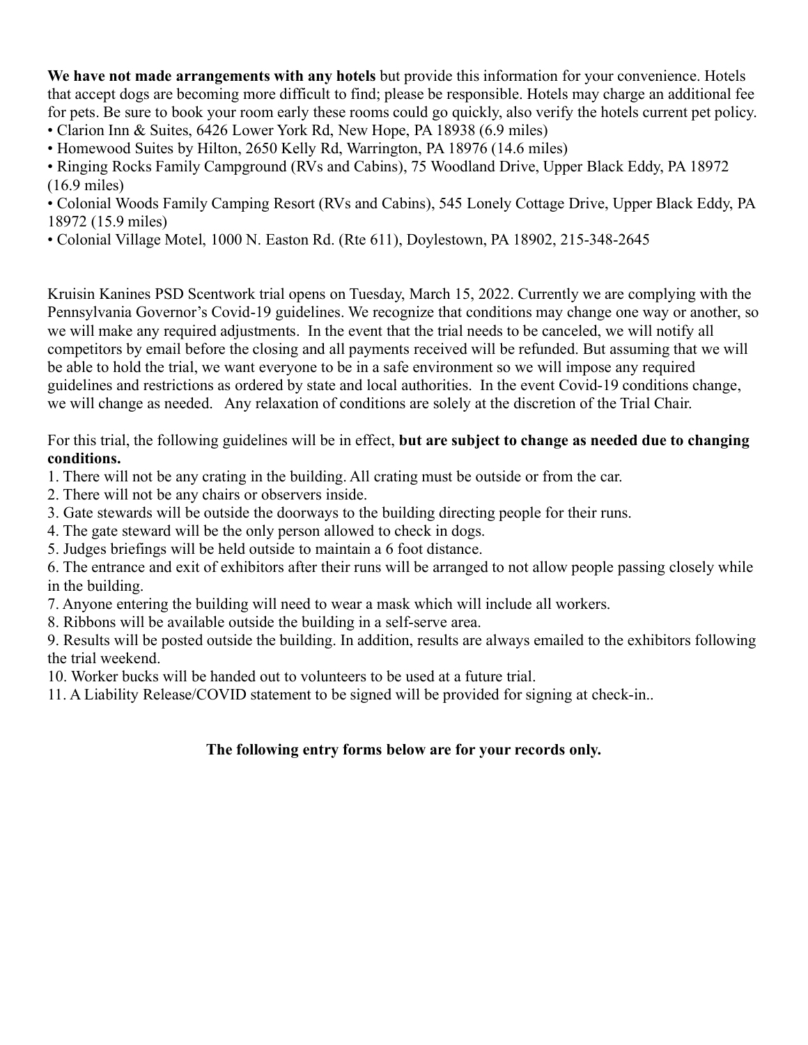**We have not made arrangements with any hotels** but provide this information for your convenience. Hotels that accept dogs are becoming more difficult to find; please be responsible. Hotels may charge an additional fee for pets. Be sure to book your room early these rooms could go quickly, also verify the hotels current pet policy.

- Clarion Inn & Suites, 6426 Lower York Rd, New Hope, PA 18938 (6.9 miles)
- Homewood Suites by Hilton, 2650 Kelly Rd, Warrington, PA 18976 (14.6 miles)
- Ringing Rocks Family Campground (RVs and Cabins), 75 Woodland Drive, Upper Black Eddy, PA 18972 (16.9 miles)
- Colonial Woods Family Camping Resort (RVs and Cabins), 545 Lonely Cottage Drive, Upper Black Eddy, PA 18972 (15.9 miles)
- Colonial Village Motel, 1000 N. Easton Rd. (Rte 611), Doylestown, PA 18902, 215-348-2645

Kruisin Kanines PSD Scentwork trial opens on Tuesday, March 15, 2022. Currently we are complying with the Pennsylvania Governor's Covid-19 guidelines. We recognize that conditions may change one way or another, so we will make any required adjustments. In the event that the trial needs to be canceled, we will notify all competitors by email before the closing and all payments received will be refunded. But assuming that we will be able to hold the trial, we want everyone to be in a safe environment so we will impose any required guidelines and restrictions as ordered by state and local authorities. In the event Covid-19 conditions change, we will change as needed. Any relaxation of conditions are solely at the discretion of the Trial Chair.

For this trial, the following guidelines will be in effect, **but are subject to change as needed due to changing conditions.**

1. There will not be any crating in the building. All crating must be outside or from the car.
2. There will not be any chairs or observers inside.
3. Gate stewards will be outside the doorways to the building directing people for their runs.
4. The gate steward will be the only person allowed to check in dogs.
5. Judges briefings will be held outside to maintain a 6 foot distance.
6. The entrance and exit of exhibitors after their runs will be arranged to not allow people passing closely while in the building.
7. Anyone entering the building will need to wear a mask which will include all workers.
8. Ribbons will be available outside the building in a self-serve area.
9. Results will be posted outside the building. In addition, results are always emailed to the exhibitors following the trial weekend.
10. Worker bucks will be handed out to volunteers to be used at a future trial.
11. A Liability Release/COVID statement to be signed will be provided for signing at check-in..

**The following entry forms below are for your records only.**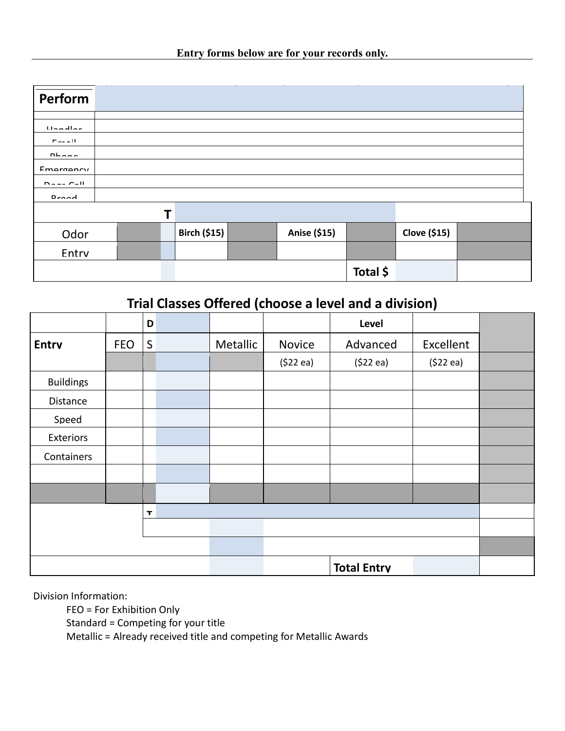**Entry forms below are for your records only.**

| **Perform** | |
|---|---|
| | |
| Handler | |
| Email | |
| Phone | |
| Emergency | |
| Dogs Call | |
| Breed | |

| | | **T** | | | | | |
|---|---|---|---|---|---|---|---|
| Odor | | | **Birch ($15)** | | **Anise ($15)** | | **Clove ($15)** |
| Entry | | | | | | | |
| | | | | **Total $** | | | |

## Trial Classes Offered (choose a level and a division)

| | | D | | | | Level | | |
|---|---|---|---|---|---|---|---|---|
| **Entry** | FEO | S | | Metallic | Novice | Advanced | Excellent | |
| | | | | | ($22 ea) | ($22 ea) | ($22 ea) | |
| Buildings | | | | | | | | |
| Distance | | | | | | | | |
| Speed | | | | | | | | |
| Exteriors | | | | | | | | |
| Containers | | | | | | | | |
| | | | | | | | | |
| | | | | | | | | |
| | | T | | | | | | |
| | | | | | | | | |
| | | | | | | | | |
| | | | | | | **Total Entry** | | |

Division Information:

- FEO = For Exhibition Only
- Standard = Competing for your title
- Metallic = Already received title and competing for Metallic Awards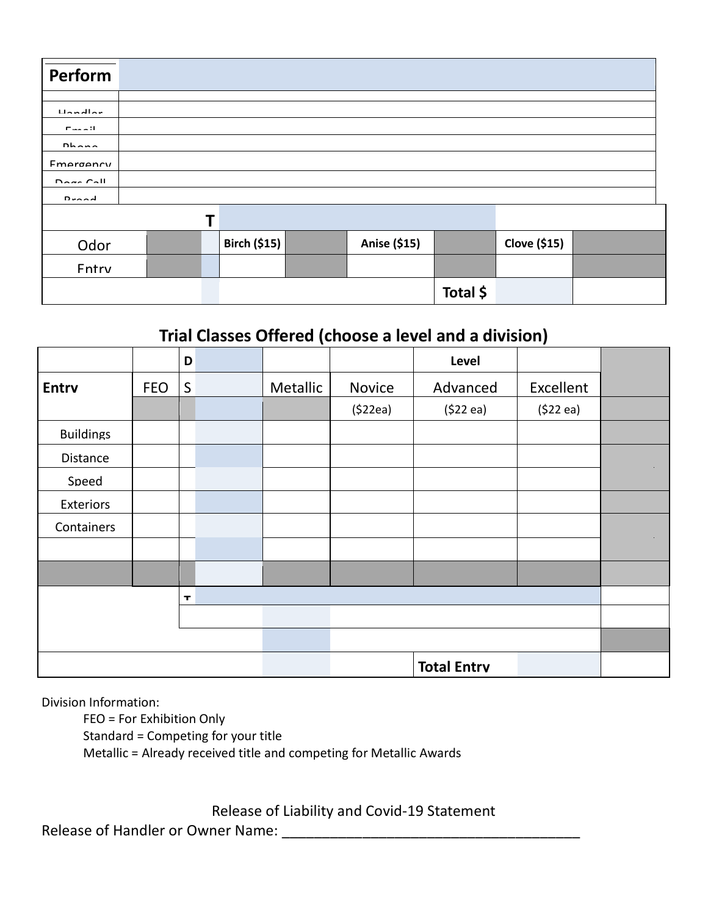| Perform | |
|---|---|
| | |
| Handler | |
| Email | |
| Phone | |
| Emergency | |
| Dogs Call | |
| Breed | |

| | | T | | | | | | |
|---|---|---|---|---|---|---|---|---|
| Odor | | | Birch ($15) | | Anise ($15) | | Clove ($15) | |
| Entry | | | | | | | | |
| | | | | | | Total $ | | |

## Trial Classes Offered (choose a level and a division)

| | | D | | | | Level | | |
|---|---|---|---|---|---|---|---|---|
| **Entry** | FEO | S | | Metallic | Novice | Advanced | Excellent | |
| | | | | | ($22ea) | ($22 ea) | ($22 ea) | |
| Buildings | | | | | | | | |
| Distance | | | | | | | | |
| Speed | | | | | | | | |
| Exteriors | | | | | | | | |
| Containers | | | | | | | | |
| | | | | | | | | |
| | | | | | | | | |
| | | T | | | | | | |
| | | | | | | | | |
| | | | | | | | | |
| | | | | | | **Total Entry** | | |

Division Information:

- FEO = For Exhibition Only
- Standard = Competing for your title
- Metallic = Already received title and competing for Metallic Awards

Release of Liability and Covid-19 Statement

Release of Handler or Owner Name: ______________________________________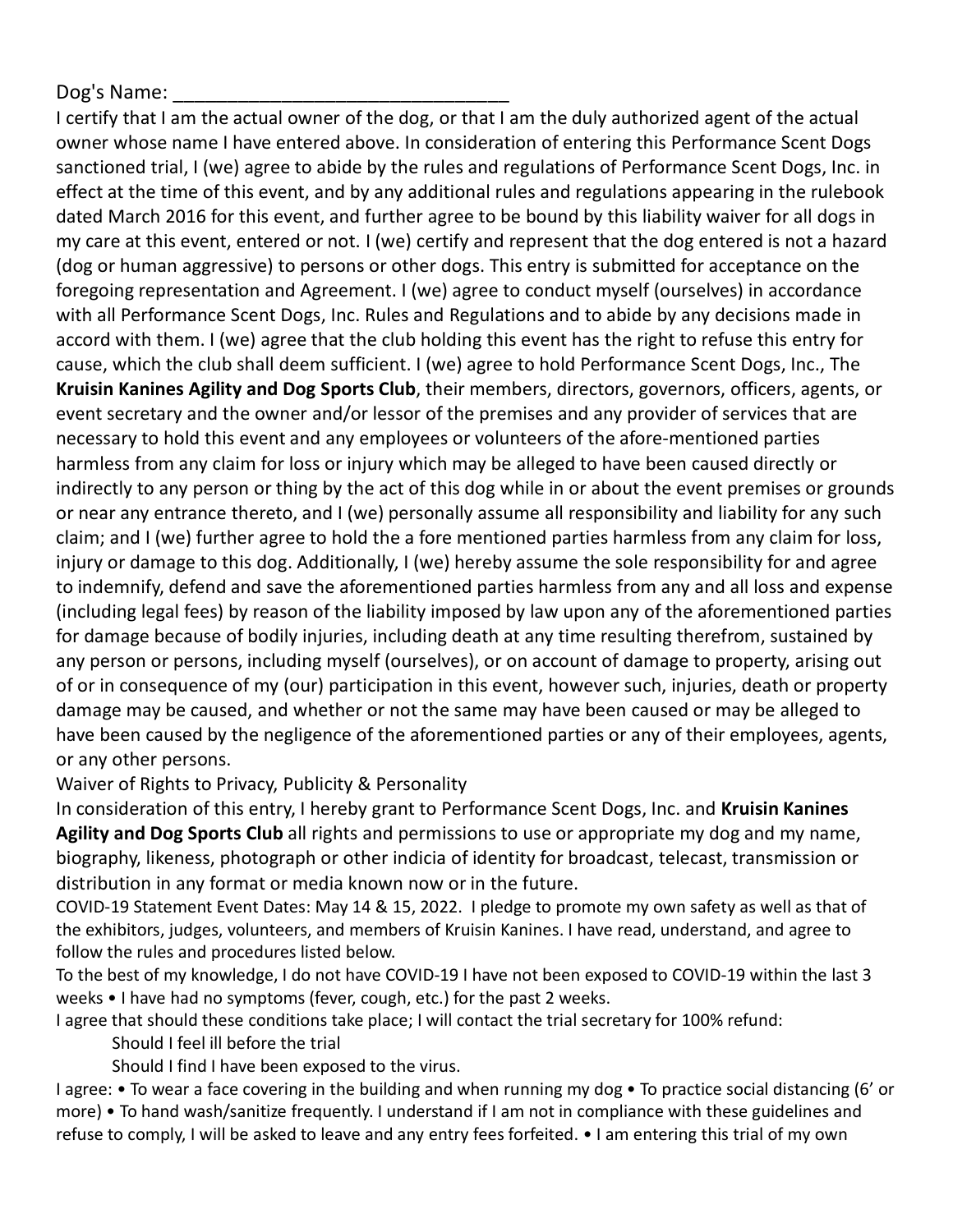Dog's Name: ______________________________

I certify that I am the actual owner of the dog, or that I am the duly authorized agent of the actual owner whose name I have entered above. In consideration of entering this Performance Scent Dogs sanctioned trial, I (we) agree to abide by the rules and regulations of Performance Scent Dogs, Inc. in effect at the time of this event, and by any additional rules and regulations appearing in the rulebook dated March 2016 for this event, and further agree to be bound by this liability waiver for all dogs in my care at this event, entered or not. I (we) certify and represent that the dog entered is not a hazard (dog or human aggressive) to persons or other dogs. This entry is submitted for acceptance on the foregoing representation and Agreement. I (we) agree to conduct myself (ourselves) in accordance with all Performance Scent Dogs, Inc. Rules and Regulations and to abide by any decisions made in accord with them. I (we) agree that the club holding this event has the right to refuse this entry for cause, which the club shall deem sufficient. I (we) agree to hold Performance Scent Dogs, Inc., The **Kruisin Kanines Agility and Dog Sports Club**, their members, directors, governors, officers, agents, or event secretary and the owner and/or lessor of the premises and any provider of services that are necessary to hold this event and any employees or volunteers of the afore-mentioned parties harmless from any claim for loss or injury which may be alleged to have been caused directly or indirectly to any person or thing by the act of this dog while in or about the event premises or grounds or near any entrance thereto, and I (we) personally assume all responsibility and liability for any such claim; and I (we) further agree to hold the a fore mentioned parties harmless from any claim for loss, injury or damage to this dog. Additionally, I (we) hereby assume the sole responsibility for and agree to indemnify, defend and save the aforementioned parties harmless from any and all loss and expense (including legal fees) by reason of the liability imposed by law upon any of the aforementioned parties for damage because of bodily injuries, including death at any time resulting therefrom, sustained by any person or persons, including myself (ourselves), or on account of damage to property, arising out of or in consequence of my (our) participation in this event, however such, injuries, death or property damage may be caused, and whether or not the same may have been caused or may be alleged to have been caused by the negligence of the aforementioned parties or any of their employees, agents, or any other persons.

Waiver of Rights to Privacy, Publicity & Personality

In consideration of this entry, I hereby grant to Performance Scent Dogs, Inc. and **Kruisin Kanines Agility and Dog Sports Club** all rights and permissions to use or appropriate my dog and my name, biography, likeness, photograph or other indicia of identity for broadcast, telecast, transmission or distribution in any format or media known now or in the future.

COVID-19 Statement Event Dates: May 14 & 15, 2022. I pledge to promote my own safety as well as that of the exhibitors, judges, volunteers, and members of Kruisin Kanines. I have read, understand, and agree to follow the rules and procedures listed below.

To the best of my knowledge, I do not have COVID-19 I have not been exposed to COVID-19 within the last 3 weeks • I have had no symptoms (fever, cough, etc.) for the past 2 weeks.

I agree that should these conditions take place; I will contact the trial secretary for 100% refund:

Should I feel ill before the trial

Should I find I have been exposed to the virus.

I agree: • To wear a face covering in the building and when running my dog • To practice social distancing (6' or more) • To hand wash/sanitize frequently. I understand if I am not in compliance with these guidelines and refuse to comply, I will be asked to leave and any entry fees forfeited. • I am entering this trial of my own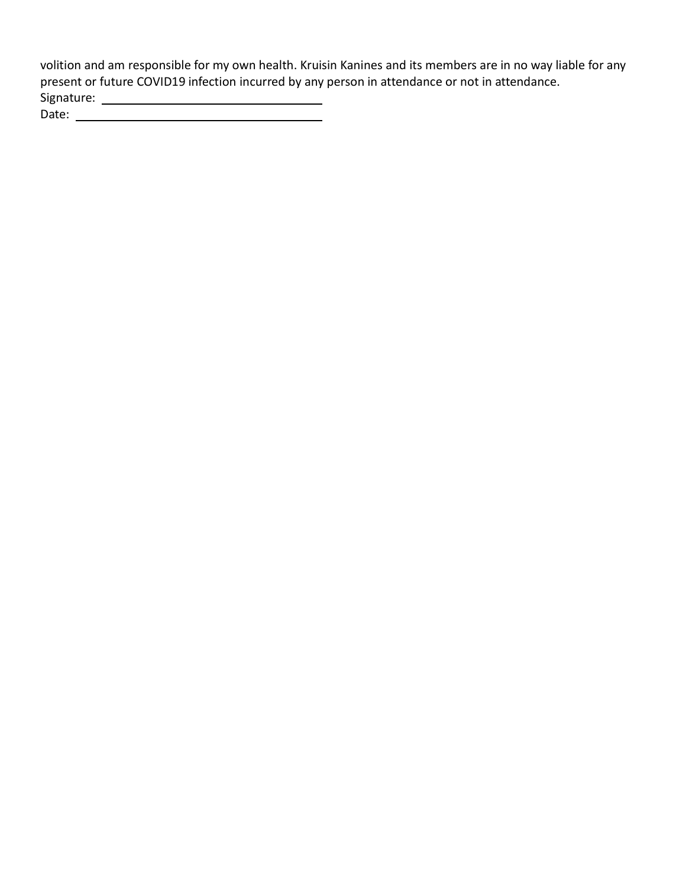volition and am responsible for my own health. Kruisin Kanines and its members are in no way liable for any present or future COVID19 infection incurred by any person in attendance or not in attendance.

Signature: ______________________________

Date: ______________________________